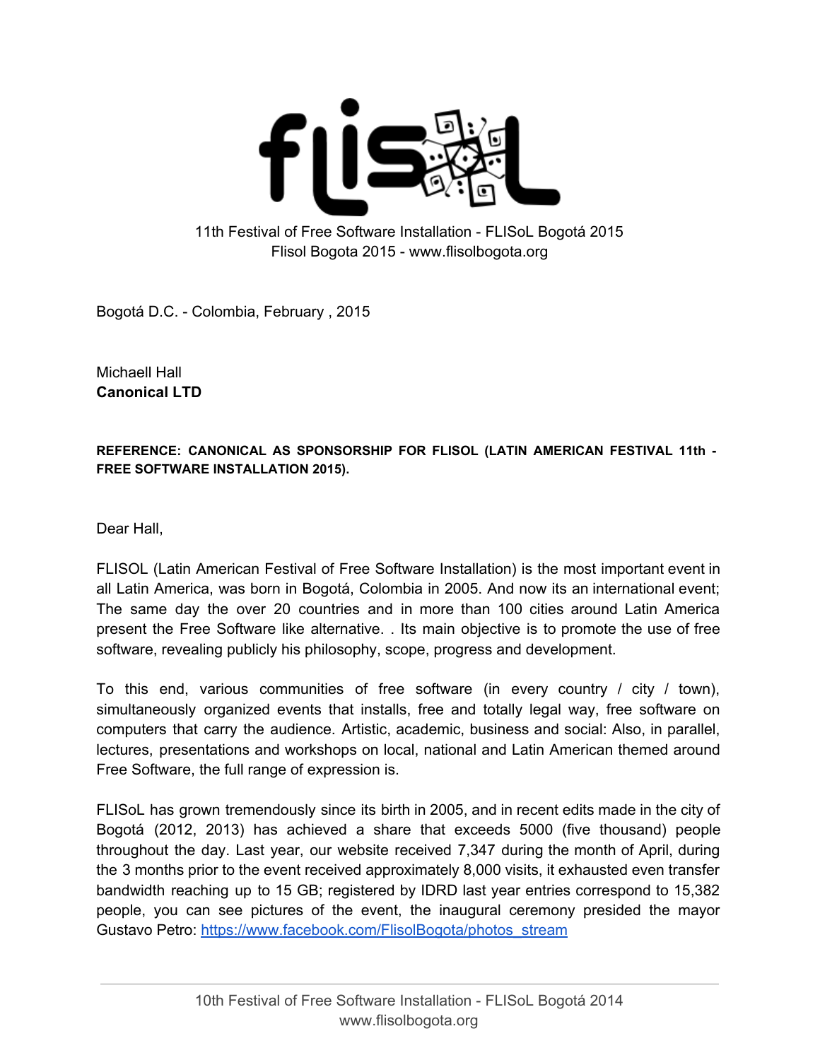11th Festival of Free Software Installation - FLISoL Bogotá 2015
Flisol Bogota 2015 - www.flisolbogota.org

Bogotá D.C. - Colombia, February , 2015

Michaell Hall
**Canonical LTD**

**REFERENCE: CANONICAL AS SPONSORSHIP FOR FLISOL (LATIN AMERICAN FESTIVAL 11th - FREE SOFTWARE INSTALLATION 2015).**

Dear Hall,

FLISOL (Latin American Festival of Free Software Installation) is the most important event in all Latin America, was born in Bogotá, Colombia in 2005. And now its an international event; The same day the over 20 countries and in more than 100 cities around Latin America present the Free Software like alternative. . Its main objective is to promote the use of free software, revealing publicly his philosophy, scope, progress and development.

To this end, various communities of free software (in every country / city / town), simultaneously organized events that installs, free and totally legal way, free software on computers that carry the audience. Artistic, academic, business and social: Also, in parallel, lectures, presentations and workshops on local, national and Latin American themed around Free Software, the full range of expression is.

FLISoL has grown tremendously since its birth in 2005, and in recent edits made in the city of Bogotá (2012, 2013) has achieved a share that exceeds 5000 (five thousand) people throughout the day. Last year, our website received 7,347 during the month of April, during the 3 months prior to the event received approximately 8,000 visits, it exhausted even transfer bandwidth reaching up to 15 GB; registered by IDRD last year entries correspond to 15,382 people, you can see pictures of the event, the inaugural ceremony presided the mayor Gustavo Petro: https://www.facebook.com/FlisolBogota/photos_stream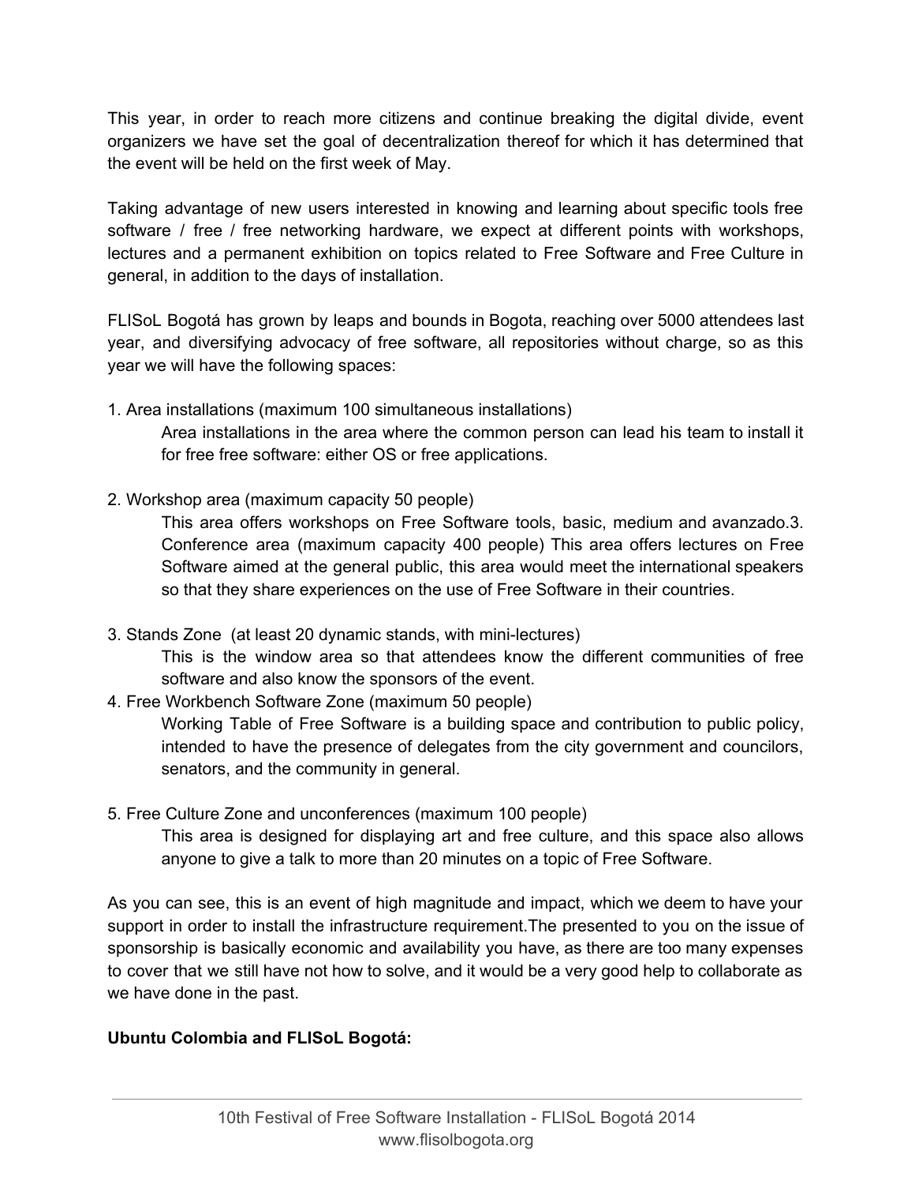This year, in order to reach more citizens and continue breaking the digital divide, event organizers we have set the goal of decentralization thereof for which it has determined that the event will be held on the first week of May.

Taking advantage of new users interested in knowing and learning about specific tools free software / free / free networking hardware, we expect at different points with workshops, lectures and a permanent exhibition on topics related to Free Software and Free Culture in general, in addition to the days of installation.

FLISoL Bogotá has grown by leaps and bounds in Bogota, reaching over 5000 attendees last year, and diversifying advocacy of free software, all repositories without charge, so as this year we will have the following spaces:

1. Area installations (maximum 100 simultaneous installations)

   Area installations in the area where the common person can lead his team to install it for free free software: either OS or free applications.

2. Workshop area (maximum capacity 50 people)

   This area offers workshops on Free Software tools, basic, medium and avanzado.3. Conference area (maximum capacity 400 people) This area offers lectures on Free Software aimed at the general public, this area would meet the international speakers so that they share experiences on the use of Free Software in their countries.

3. Stands Zone (at least 20 dynamic stands, with mini-lectures)

   This is the window area so that attendees know the different communities of free software and also know the sponsors of the event.

4. Free Workbench Software Zone (maximum 50 people)

   Working Table of Free Software is a building space and contribution to public policy, intended to have the presence of delegates from the city government and councilors, senators, and the community in general.

5. Free Culture Zone and unconferences (maximum 100 people)

   This area is designed for displaying art and free culture, and this space also allows anyone to give a talk to more than 20 minutes on a topic of Free Software.

As you can see, this is an event of high magnitude and impact, which we deem to have your support in order to install the infrastructure requirement.The presented to you on the issue of sponsorship is basically economic and availability you have, as there are too many expenses to cover that we still have not how to solve, and it would be a very good help to collaborate as we have done in the past.

**Ubuntu Colombia and FLISoL Bogotá:**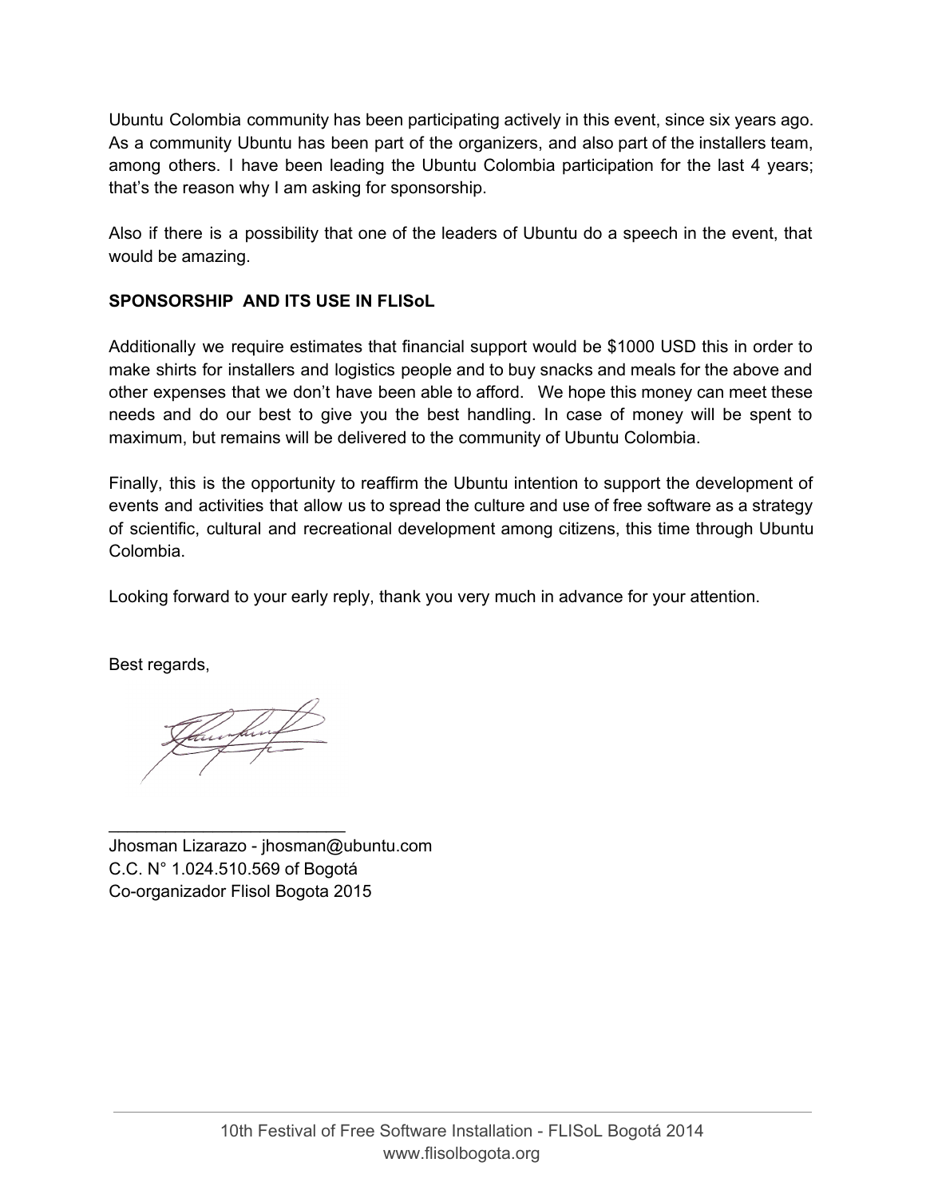Ubuntu Colombia community has been participating actively in this event, since six years ago. As a community Ubuntu has been part of the organizers, and also part of the installers team, among others. I have been leading the Ubuntu Colombia participation for the last 4 years; that's the reason why I am asking for sponsorship.

Also if there is a possibility that one of the leaders of Ubuntu do a speech in the event, that would be amazing.

**SPONSORSHIP AND ITS USE IN FLISoL**

Additionally we require estimates that financial support would be $1000 USD this in order to make shirts for installers and logistics people and to buy snacks and meals for the above and other expenses that we don't have been able to afford. We hope this money can meet these needs and do our best to give you the best handling. In case of money will be spent to maximum, but remains will be delivered to the community of Ubuntu Colombia.

Finally, this is the opportunity to reaffirm the Ubuntu intention to support the development of events and activities that allow us to spread the culture and use of free software as a strategy of scientific, cultural and recreational development among citizens, this time through Ubuntu Colombia.

Looking forward to your early reply, thank you very much in advance for your attention.

Best regards,

\_\_\_\_\_\_\_\_\_\_\_\_\_\_\_\_\_\_\_\_\_\_\_\_\_\_

Jhosman Lizarazo - jhosman@ubuntu.com
C.C. N° 1.024.510.569 of Bogotá
Co-organizador Flisol Bogota 2015